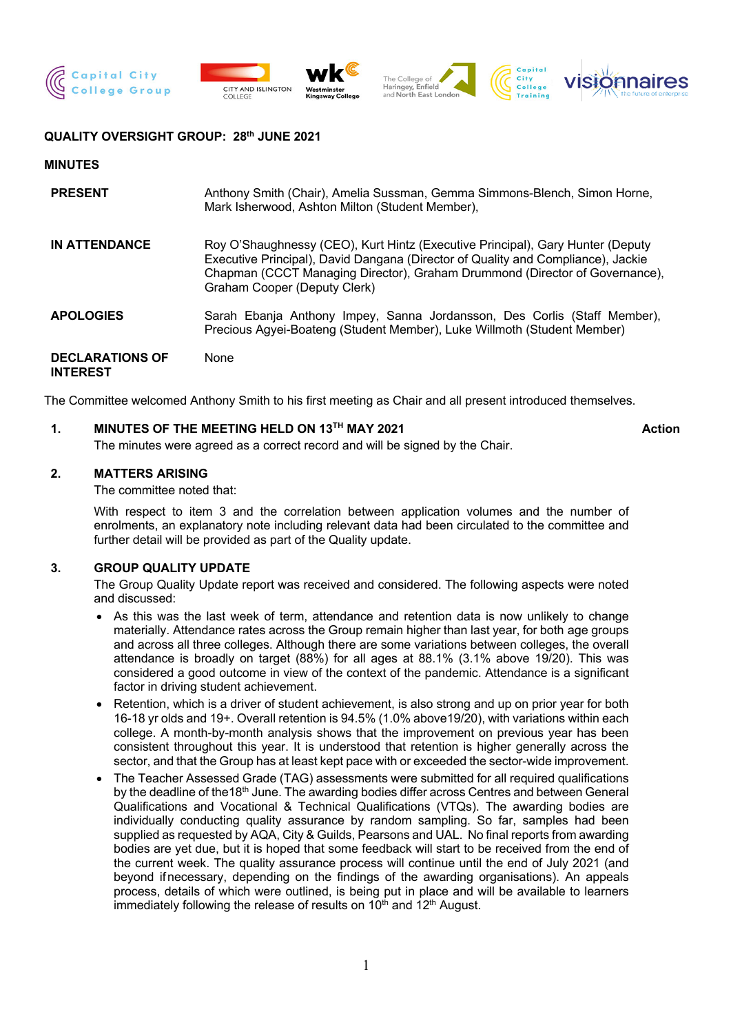**QUALITY OVERSIGHT GROUP: 28th JUNE 2021**

**MINUTES**

| | |
|---|---|
| **PRESENT** | Anthony Smith (Chair), Amelia Sussman, Gemma Simmons-Blench, Simon Horne, Mark Isherwood, Ashton Milton (Student Member), |
| **IN ATTENDANCE** | Roy O'Shaughnessy (CEO), Kurt Hintz (Executive Principal), Gary Hunter (Deputy Executive Principal), David Dangana (Director of Quality and Compliance), Jackie Chapman (CCCT Managing Director), Graham Drummond (Director of Governance), Graham Cooper (Deputy Clerk) |
| **APOLOGIES** | Sarah Ebanja Anthony Impey, Sanna Jordansson, Des Corlis (Staff Member), Precious Agyei-Boateng (Student Member), Luke Willmoth (Student Member) |
| **DECLARATIONS OF INTEREST** | None |

The Committee welcomed Anthony Smith to his first meeting as Chair and all present introduced themselves.

**1. MINUTES OF THE MEETING HELD ON 13TH MAY 2021** **Action**

The minutes were agreed as a correct record and will be signed by the Chair.

**2. MATTERS ARISING**

The committee noted that:

With respect to item 3 and the correlation between application volumes and the number of enrolments, an explanatory note including relevant data had been circulated to the committee and further detail will be provided as part of the Quality update.

**3. GROUP QUALITY UPDATE**

The Group Quality Update report was received and considered. The following aspects were noted and discussed:

- As this was the last week of term, attendance and retention data is now unlikely to change materially. Attendance rates across the Group remain higher than last year, for both age groups and across all three colleges. Although there are some variations between colleges, the overall attendance is broadly on target (88%) for all ages at 88.1% (3.1% above 19/20). This was considered a good outcome in view of the context of the pandemic. Attendance is a significant factor in driving student achievement.
- Retention, which is a driver of student achievement, is also strong and up on prior year for both 16-18 yr olds and 19+. Overall retention is 94.5% (1.0% above19/20), with variations within each college. A month-by-month analysis shows that the improvement on previous year has been consistent throughout this year. It is understood that retention is higher generally across the sector, and that the Group has at least kept pace with or exceeded the sector-wide improvement.
- The Teacher Assessed Grade (TAG) assessments were submitted for all required qualifications by the deadline of the18th June. The awarding bodies differ across Centres and between General Qualifications and Vocational & Technical Qualifications (VTQs). The awarding bodies are individually conducting quality assurance by random sampling. So far, samples had been supplied as requested by AQA, City & Guilds, Pearsons and UAL. No final reports from awarding bodies are yet due, but it is hoped that some feedback will start to be received from the end of the current week. The quality assurance process will continue until the end of July 2021 (and beyond if necessary, depending on the findings of the awarding organisations). An appeals process, details of which were outlined, is being put in place and will be available to learners immediately following the release of results on 10th and 12th August.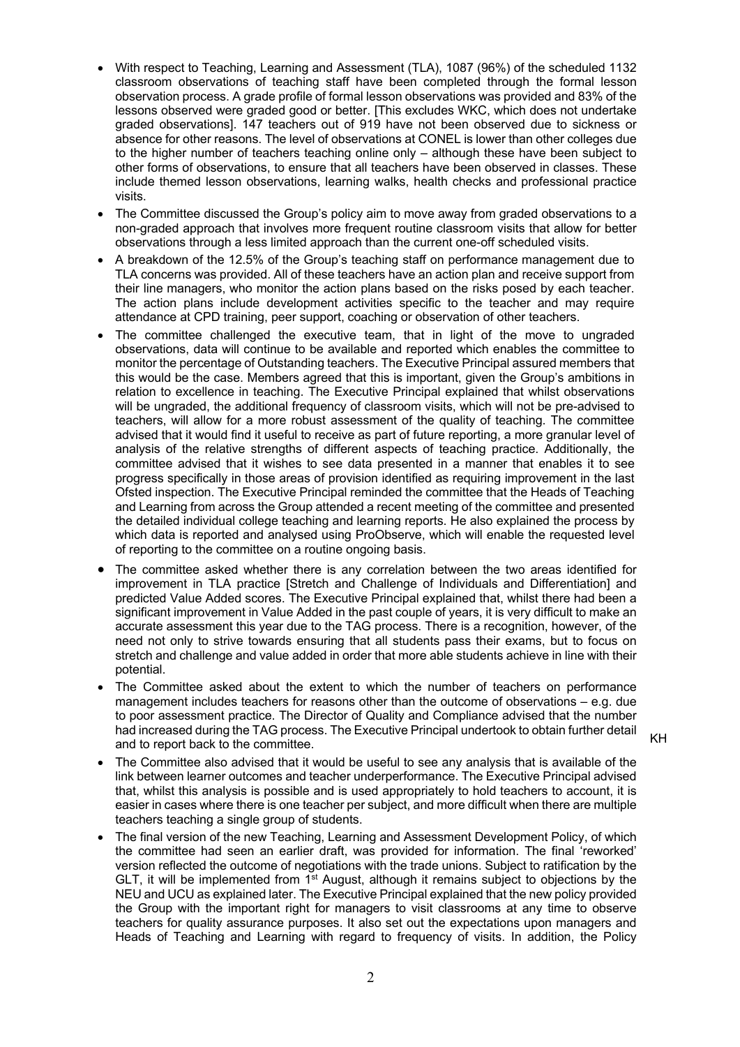- With respect to Teaching, Learning and Assessment (TLA), 1087 (96%) of the scheduled 1132 classroom observations of teaching staff have been completed through the formal lesson observation process. A grade profile of formal lesson observations was provided and 83% of the lessons observed were graded good or better. [This excludes WKC, which does not undertake graded observations]. 147 teachers out of 919 have not been observed due to sickness or absence for other reasons. The level of observations at CONEL is lower than other colleges due to the higher number of teachers teaching online only – although these have been subject to other forms of observations, to ensure that all teachers have been observed in classes. These include themed lesson observations, learning walks, health checks and professional practice visits.
- The Committee discussed the Group's policy aim to move away from graded observations to a non-graded approach that involves more frequent routine classroom visits that allow for better observations through a less limited approach than the current one-off scheduled visits.
- A breakdown of the 12.5% of the Group's teaching staff on performance management due to TLA concerns was provided. All of these teachers have an action plan and receive support from their line managers, who monitor the action plans based on the risks posed by each teacher. The action plans include development activities specific to the teacher and may require attendance at CPD training, peer support, coaching or observation of other teachers.
- The committee challenged the executive team, that in light of the move to ungraded observations, data will continue to be available and reported which enables the committee to monitor the percentage of Outstanding teachers. The Executive Principal assured members that this would be the case. Members agreed that this is important, given the Group's ambitions in relation to excellence in teaching. The Executive Principal explained that whilst observations will be ungraded, the additional frequency of classroom visits, which will not be pre-advised to teachers, will allow for a more robust assessment of the quality of teaching. The committee advised that it would find it useful to receive as part of future reporting, a more granular level of analysis of the relative strengths of different aspects of teaching practice. Additionally, the committee advised that it wishes to see data presented in a manner that enables it to see progress specifically in those areas of provision identified as requiring improvement in the last Ofsted inspection. The Executive Principal reminded the committee that the Heads of Teaching and Learning from across the Group attended a recent meeting of the committee and presented the detailed individual college teaching and learning reports. He also explained the process by which data is reported and analysed using ProObserve, which will enable the requested level of reporting to the committee on a routine ongoing basis.
- The committee asked whether there is any correlation between the two areas identified for improvement in TLA practice [Stretch and Challenge of Individuals and Differentiation] and predicted Value Added scores. The Executive Principal explained that, whilst there had been a significant improvement in Value Added in the past couple of years, it is very difficult to make an accurate assessment this year due to the TAG process. There is a recognition, however, of the need not only to strive towards ensuring that all students pass their exams, but to focus on stretch and challenge and value added in order that more able students achieve in line with their potential.
- The Committee asked about the extent to which the number of teachers on performance management includes teachers for reasons other than the outcome of observations – e.g. due to poor assessment practice. The Director of Quality and Compliance advised that the number had increased during the TAG process. The Executive Principal undertook to obtain further detail and to report back to the committee. **KH**
- The Committee also advised that it would be useful to see any analysis that is available of the link between learner outcomes and teacher underperformance. The Executive Principal advised that, whilst this analysis is possible and is used appropriately to hold teachers to account, it is easier in cases where there is one teacher per subject, and more difficult when there are multiple teachers teaching a single group of students.
- The final version of the new Teaching, Learning and Assessment Development Policy, of which the committee had seen an earlier draft, was provided for information. The final 'reworked' version reflected the outcome of negotiations with the trade unions. Subject to ratification by the GLT, it will be implemented from 1st August, although it remains subject to objections by the NEU and UCU as explained later. The Executive Principal explained that the new policy provided the Group with the important right for managers to visit classrooms at any time to observe teachers for quality assurance purposes. It also set out the expectations upon managers and Heads of Teaching and Learning with regard to frequency of visits. In addition, the Policy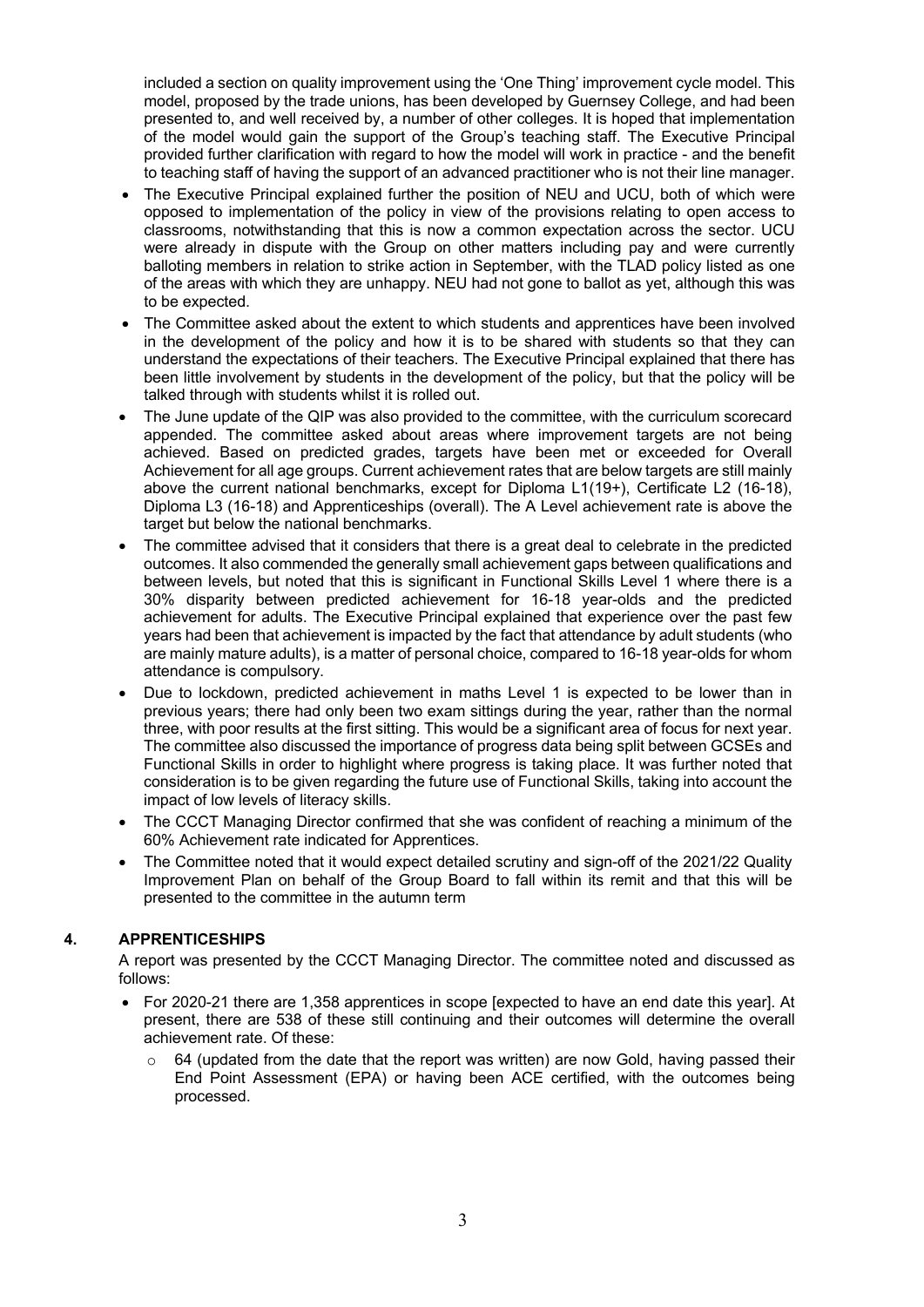included a section on quality improvement using the 'One Thing' improvement cycle model. This model, proposed by the trade unions, has been developed by Guernsey College, and had been presented to, and well received by, a number of other colleges. It is hoped that implementation of the model would gain the support of the Group's teaching staff. The Executive Principal provided further clarification with regard to how the model will work in practice - and the benefit to teaching staff of having the support of an advanced practitioner who is not their line manager.

- The Executive Principal explained further the position of NEU and UCU, both of which were opposed to implementation of the policy in view of the provisions relating to open access to classrooms, notwithstanding that this is now a common expectation across the sector. UCU were already in dispute with the Group on other matters including pay and were currently balloting members in relation to strike action in September, with the TLAD policy listed as one of the areas with which they are unhappy. NEU had not gone to ballot as yet, although this was to be expected.
- The Committee asked about the extent to which students and apprentices have been involved in the development of the policy and how it is to be shared with students so that they can understand the expectations of their teachers. The Executive Principal explained that there has been little involvement by students in the development of the policy, but that the policy will be talked through with students whilst it is rolled out.
- The June update of the QIP was also provided to the committee, with the curriculum scorecard appended. The committee asked about areas where improvement targets are not being achieved. Based on predicted grades, targets have been met or exceeded for Overall Achievement for all age groups. Current achievement rates that are below targets are still mainly above the current national benchmarks, except for Diploma L1(19+), Certificate L2 (16-18), Diploma L3 (16-18) and Apprenticeships (overall). The A Level achievement rate is above the target but below the national benchmarks.
- The committee advised that it considers that there is a great deal to celebrate in the predicted outcomes. It also commended the generally small achievement gaps between qualifications and between levels, but noted that this is significant in Functional Skills Level 1 where there is a 30% disparity between predicted achievement for 16-18 year-olds and the predicted achievement for adults. The Executive Principal explained that experience over the past few years had been that achievement is impacted by the fact that attendance by adult students (who are mainly mature adults), is a matter of personal choice, compared to 16-18 year-olds for whom attendance is compulsory.
- Due to lockdown, predicted achievement in maths Level 1 is expected to be lower than in previous years; there had only been two exam sittings during the year, rather than the normal three, with poor results at the first sitting. This would be a significant area of focus for next year. The committee also discussed the importance of progress data being split between GCSEs and Functional Skills in order to highlight where progress is taking place. It was further noted that consideration is to be given regarding the future use of Functional Skills, taking into account the impact of low levels of literacy skills.
- The CCCT Managing Director confirmed that she was confident of reaching a minimum of the 60% Achievement rate indicated for Apprentices.
- The Committee noted that it would expect detailed scrutiny and sign-off of the 2021/22 Quality Improvement Plan on behalf of the Group Board to fall within its remit and that this will be presented to the committee in the autumn term

## 4. APPRENTICESHIPS

A report was presented by the CCCT Managing Director. The committee noted and discussed as follows:

- For 2020-21 there are 1,358 apprentices in scope [expected to have an end date this year]. At present, there are 538 of these still continuing and their outcomes will determine the overall achievement rate. Of these:
  - 64 (updated from the date that the report was written) are now Gold, having passed their End Point Assessment (EPA) or having been ACE certified, with the outcomes being processed.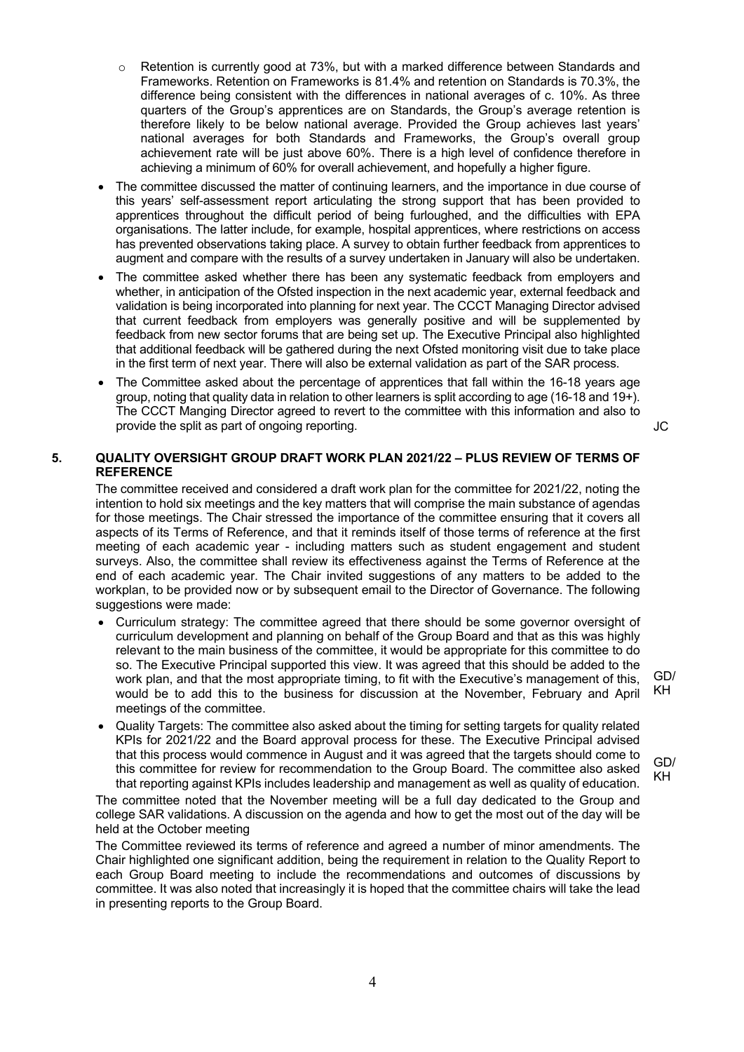- Retention is currently good at 73%, but with a marked difference between Standards and Frameworks. Retention on Frameworks is 81.4% and retention on Standards is 70.3%, the difference being consistent with the differences in national averages of c. 10%. As three quarters of the Group's apprentices are on Standards, the Group's average retention is therefore likely to be below national average. Provided the Group achieves last years' national averages for both Standards and Frameworks, the Group's overall group achievement rate will be just above 60%. There is a high level of confidence therefore in achieving a minimum of 60% for overall achievement, and hopefully a higher figure.

- The committee discussed the matter of continuing learners, and the importance in due course of this years' self-assessment report articulating the strong support that has been provided to apprentices throughout the difficult period of being furloughed, and the difficulties with EPA organisations. The latter include, for example, hospital apprentices, where restrictions on access has prevented observations taking place. A survey to obtain further feedback from apprentices to augment and compare with the results of a survey undertaken in January will also be undertaken.
- The committee asked whether there has been any systematic feedback from employers and whether, in anticipation of the Ofsted inspection in the next academic year, external feedback and validation is being incorporated into planning for next year. The CCCT Managing Director advised that current feedback from employers was generally positive and will be supplemented by feedback from new sector forums that are being set up. The Executive Principal also highlighted that additional feedback will be gathered during the next Ofsted monitoring visit due to take place in the first term of next year. There will also be external validation as part of the SAR process.
- The Committee asked about the percentage of apprentices that fall within the 16-18 years age group, noting that quality data in relation to other learners is split according to age (16-18 and 19+). The CCCT Manging Director agreed to revert to the committee with this information and also to provide the split as part of ongoing reporting. **JC**

## 5. QUALITY OVERSIGHT GROUP DRAFT WORK PLAN 2021/22 – PLUS REVIEW OF TERMS OF REFERENCE

The committee received and considered a draft work plan for the committee for 2021/22, noting the intention to hold six meetings and the key matters that will comprise the main substance of agendas for those meetings. The Chair stressed the importance of the committee ensuring that it covers all aspects of its Terms of Reference, and that it reminds itself of those terms of reference at the first meeting of each academic year - including matters such as student engagement and student surveys. Also, the committee shall review its effectiveness against the Terms of Reference at the end of each academic year. The Chair invited suggestions of any matters to be added to the workplan, to be provided now or by subsequent email to the Director of Governance. The following suggestions were made:

- Curriculum strategy: The committee agreed that there should be some governor oversight of curriculum development and planning on behalf of the Group Board and that as this was highly relevant to the main business of the committee, it would be appropriate for this committee to do so. The Executive Principal supported this view. It was agreed that this should be added to the work plan, and that the most appropriate timing, to fit with the Executive's management of this, would be to add this to the business for discussion at the November, February and April meetings of the committee. **GD/KH**
- Quality Targets: The committee also asked about the timing for setting targets for quality related KPIs for 2021/22 and the Board approval process for these. The Executive Principal advised that this process would commence in August and it was agreed that the targets should come to this committee for review for recommendation to the Group Board. The committee also asked that reporting against KPIs includes leadership and management as well as quality of education. **GD/KH**

The committee noted that the November meeting will be a full day dedicated to the Group and college SAR validations. A discussion on the agenda and how to get the most out of the day will be held at the October meeting

The Committee reviewed its terms of reference and agreed a number of minor amendments. The Chair highlighted one significant addition, being the requirement in relation to the Quality Report to each Group Board meeting to include the recommendations and outcomes of discussions by committee. It was also noted that increasingly it is hoped that the committee chairs will take the lead in presenting reports to the Group Board.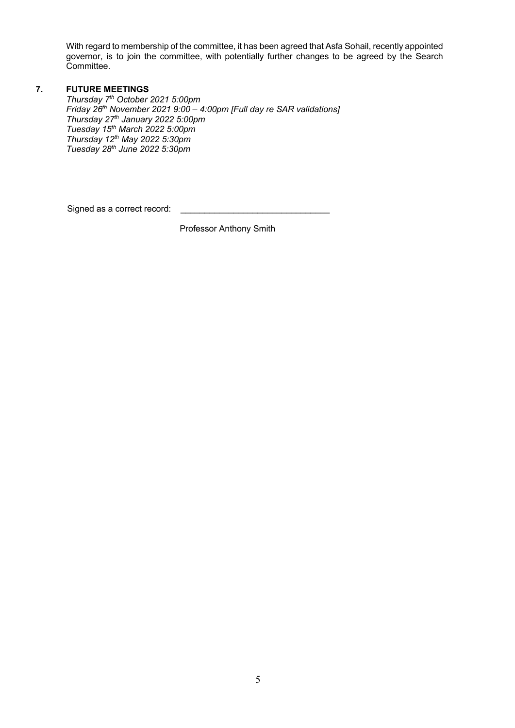With regard to membership of the committee, it has been agreed that Asfa Sohail, recently appointed governor, is to join the committee, with potentially further changes to be agreed by the Search Committee.

## 7. FUTURE MEETINGS

*Thursday 7th October 2021 5:00pm*
*Friday 26th November 2021 9:00 – 4:00pm [Full day re SAR validations]*
*Thursday 27th January 2022 5:00pm*
*Tuesday 15th March 2022 5:00pm*
*Thursday 12th May 2022 5:30pm*
*Tuesday 28th June 2022 5:30pm*

Signed as a correct record: _______________________________

Professor Anthony Smith